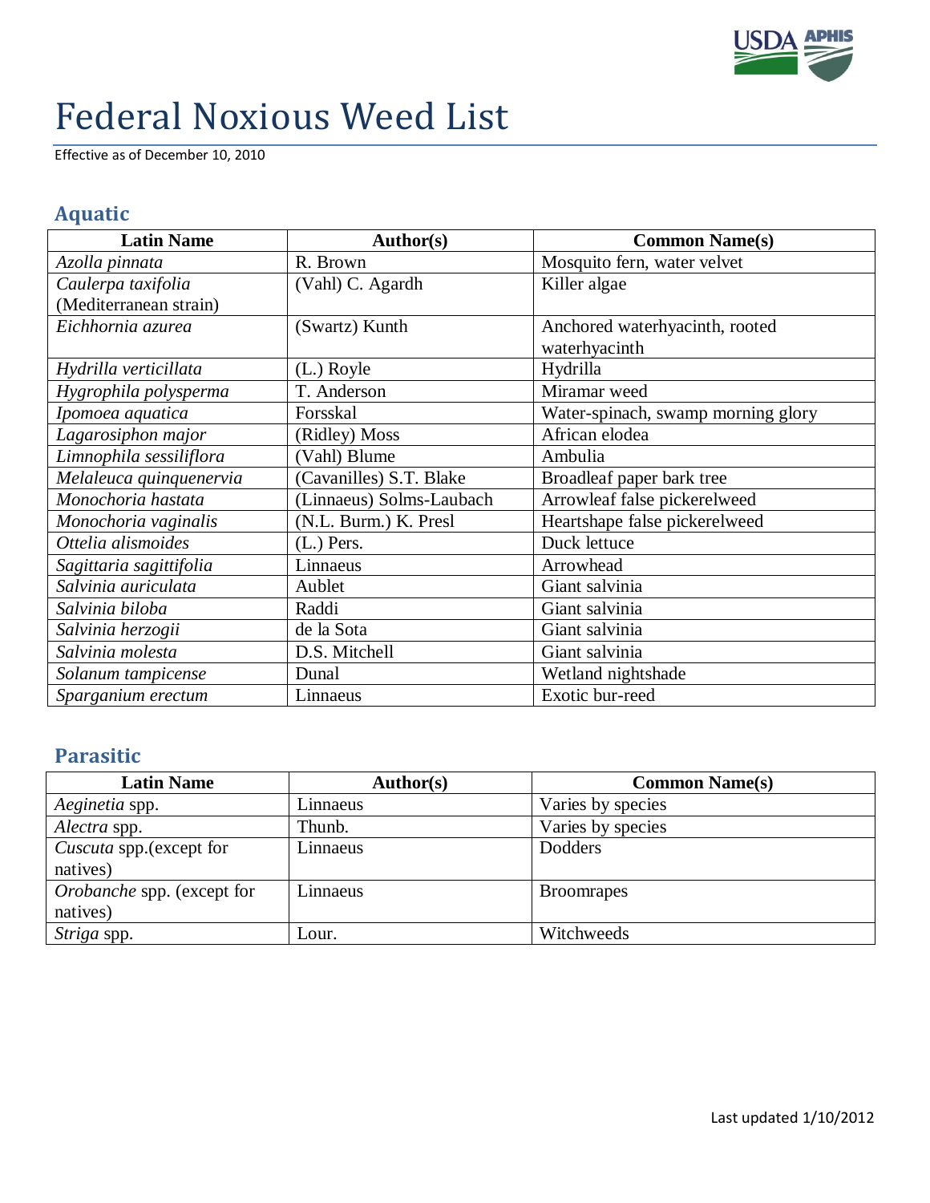# Federal Noxious Weed List

Effective as of December 10, 2010

## Aquatic

| Latin Name | Author(s) | Common Name(s) |
|---|---|---|
| *Azolla pinnata* | R. Brown | Mosquito fern, water velvet |
| *Caulerpa taxifolia* (Mediterranean strain) | (Vahl) C. Agardh | Killer algae |
| *Eichhornia azurea* | (Swartz) Kunth | Anchored waterhyacinth, rooted waterhyacinth |
| *Hydrilla verticillata* | (L.) Royle | Hydrilla |
| *Hygrophila polysperma* | T. Anderson | Miramar weed |
| *Ipomoea aquatica* | Forsskal | Water-spinach, swamp morning glory |
| *Lagarosiphon major* | (Ridley) Moss | African elodea |
| *Limnophila sessiliflora* | (Vahl) Blume | Ambulia |
| *Melaleuca quinquenervia* | (Cavanilles) S.T. Blake | Broadleaf paper bark tree |
| *Monochoria hastata* | (Linnaeus) Solms-Laubach | Arrowleaf false pickerelweed |
| *Monochoria vaginalis* | (N.L. Burm.) K. Presl | Heartshape false pickerelweed |
| *Ottelia alismoides* | (L.) Pers. | Duck lettuce |
| *Sagittaria sagittifolia* | Linnaeus | Arrowhead |
| *Salvinia auriculata* | Aublet | Giant salvinia |
| *Salvinia biloba* | Raddi | Giant salvinia |
| *Salvinia herzogii* | de la Sota | Giant salvinia |
| *Salvinia molesta* | D.S. Mitchell | Giant salvinia |
| *Solanum tampicense* | Dunal | Wetland nightshade |
| *Sparganium erectum* | Linnaeus | Exotic bur-reed |

## Parasitic

| Latin Name | Author(s) | Common Name(s) |
|---|---|---|
| *Aeginetia* spp. | Linnaeus | Varies by species |
| *Alectra* spp. | Thunb. | Varies by species |
| *Cuscuta* spp.(except for natives) | Linnaeus | Dodders |
| *Orobanche* spp. (except for natives) | Linnaeus | Broomrapes |
| *Striga* spp. | Lour. | Witchweeds |

Last updated 1/10/2012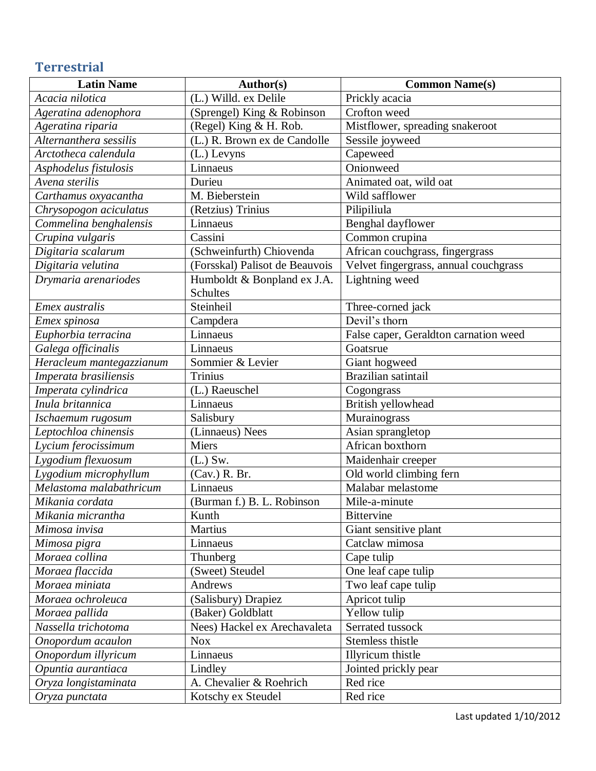## Terrestrial

| Latin Name | Author(s) | Common Name(s) |
|---|---|---|
| *Acacia nilotica* | (L.) Willd. ex Delile | Prickly acacia |
| *Ageratina adenophora* | (Sprengel) King & Robinson | Crofton weed |
| *Ageratina riparia* | (Regel) King & H. Rob. | Mistflower, spreading snakeroot |
| *Alternanthera sessilis* | (L.) R. Brown ex de Candolle | Sessile joyweed |
| *Arctotheca calendula* | (L.) Levyns | Capeweed |
| *Asphodelus fistulosis* | Linnaeus | Onionweed |
| *Avena sterilis* | Durieu | Animated oat, wild oat |
| *Carthamus oxyacantha* | M. Bieberstein | Wild safflower |
| *Chrysopogon aciculatus* | (Retzius) Trinius | Pilipiliula |
| *Commelina benghalensis* | Linnaeus | Benghal dayflower |
| *Crupina vulgaris* | Cassini | Common crupina |
| *Digitaria scalarum* | (Schweinfurth) Chiovenda | African couchgrass, fingergrass |
| *Digitaria velutina* | (Forsskal) Palisot de Beauvois | Velvet fingergrass, annual couchgrass |
| *Drymaria arenariodes* | Humboldt & Bonpland ex J.A. Schultes | Lightning weed |
| *Emex australis* | Steinheil | Three-corned jack |
| *Emex spinosa* | Campdera | Devil's thorn |
| *Euphorbia terracina* | Linnaeus | False caper, Geraldton carnation weed |
| *Galega officinalis* | Linnaeus | Goatsrue |
| *Heracleum mantegazzianum* | Sommier & Levier | Giant hogweed |
| *Imperata brasiliensis* | Trinius | Brazilian satintail |
| *Imperata cylindrica* | (L.) Raeuschel | Cogongrass |
| *Inula britannica* | Linnaeus | British yellowhead |
| *Ischaemum rugosum* | Salisbury | Murainograss |
| *Leptochloa chinensis* | (Linnaeus) Nees | Asian sprangletop |
| *Lycium ferocissimum* | Miers | African boxthorn |
| *Lygodium flexuosum* | (L.) Sw. | Maidenhair creeper |
| *Lygodium microphyllum* | (Cav.) R. Br. | Old world climbing fern |
| *Melastoma malabathricum* | Linnaeus | Malabar melastome |
| *Mikania cordata* | (Burman f.) B. L. Robinson | Mile-a-minute |
| *Mikania micrantha* | Kunth | Bittervine |
| *Mimosa invisa* | Martius | Giant sensitive plant |
| *Mimosa pigra* | Linnaeus | Catclaw mimosa |
| *Moraea collina* | Thunberg | Cape tulip |
| *Moraea flaccida* | (Sweet) Steudel | One leaf cape tulip |
| *Moraea miniata* | Andrews | Two leaf cape tulip |
| *Moraea ochroleuca* | (Salisbury) Drapiez | Apricot tulip |
| *Moraea pallida* | (Baker) Goldblatt | Yellow tulip |
| *Nassella trichotoma* | Nees) Hackel ex Arechavaleta | Serrated tussock |
| *Onopordum acaulon* | Nox | Stemless thistle |
| *Onopordum illyricum* | Linnaeus | Illyricum thistle |
| *Opuntia aurantiaca* | Lindley | Jointed prickly pear |
| *Oryza longistaminata* | A. Chevalier & Roehrich | Red rice |
| *Oryza punctata* | Kotschy ex Steudel | Red rice |

Last updated 1/10/2012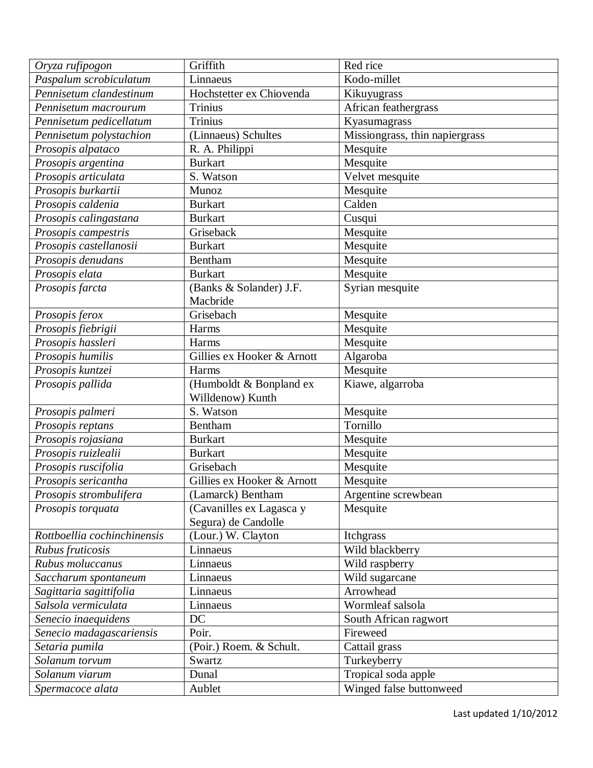| | | |
|---|---|---|
| *Oryza rufipogon* | Griffith | Red rice |
| *Paspalum scrobiculatum* | Linnaeus | Kodo-millet |
| *Pennisetum clandestinum* | Hochstetter ex Chiovenda | Kikuyugrass |
| *Pennisetum macrourum* | Trinius | African feathergrass |
| *Pennisetum pedicellatum* | Trinius | Kyasumagrass |
| *Pennisetum polystachion* | (Linnaeus) Schultes | Missiongrass, thin napiergrass |
| *Prosopis alpataco* | R. A. Philippi | Mesquite |
| *Prosopis argentina* | Burkart | Mesquite |
| *Prosopis articulata* | S. Watson | Velvet mesquite |
| *Prosopis burkartii* | Munoz | Mesquite |
| *Prosopis caldenia* | Burkart | Calden |
| *Prosopis calingastana* | Burkart | Cusqui |
| *Prosopis campestris* | Griseback | Mesquite |
| *Prosopis castellanosii* | Burkart | Mesquite |
| *Prosopis denudans* | Bentham | Mesquite |
| *Prosopis elata* | Burkart | Mesquite |
| *Prosopis farcta* | (Banks & Solander) J.F. Macbride | Syrian mesquite |
| *Prosopis ferox* | Grisebach | Mesquite |
| *Prosopis fiebrigii* | Harms | Mesquite |
| *Prosopis hassleri* | Harms | Mesquite |
| *Prosopis humilis* | Gillies ex Hooker & Arnott | Algaroba |
| *Prosopis kuntzei* | Harms | Mesquite |
| *Prosopis pallida* | (Humboldt & Bonpland ex Willdenow) Kunth | Kiawe, algarroba |
| *Prosopis palmeri* | S. Watson | Mesquite |
| *Prosopis reptans* | Bentham | Tornillo |
| *Prosopis rojasiana* | Burkart | Mesquite |
| *Prosopis ruizlealii* | Burkart | Mesquite |
| *Prosopis ruscifolia* | Grisebach | Mesquite |
| *Prosopis sericantha* | Gillies ex Hooker & Arnott | Mesquite |
| *Prosopis strombulifera* | (Lamarck) Bentham | Argentine screwbean |
| *Prosopis torquata* | (Cavanilles ex Lagasca y Segura) de Candolle | Mesquite |
| *Rottboellia cochinchinensis* | (Lour.) W. Clayton | Itchgrass |
| *Rubus fruticosis* | Linnaeus | Wild blackberry |
| *Rubus moluccanus* | Linnaeus | Wild raspberry |
| *Saccharum spontaneum* | Linnaeus | Wild sugarcane |
| *Sagittaria sagittifolia* | Linnaeus | Arrowhead |
| *Salsola vermiculata* | Linnaeus | Wormleaf salsola |
| *Senecio inaequidens* | DC | South African ragwort |
| *Senecio madagascariensis* | Poir. | Fireweed |
| *Setaria pumila* | (Poir.) Roem. & Schult. | Cattail grass |
| *Solanum torvum* | Swartz | Turkeyberry |
| *Solanum viarum* | Dunal | Tropical soda apple |
| *Spermacoce alata* | Aublet | Winged false buttonweed |

Last updated 1/10/2012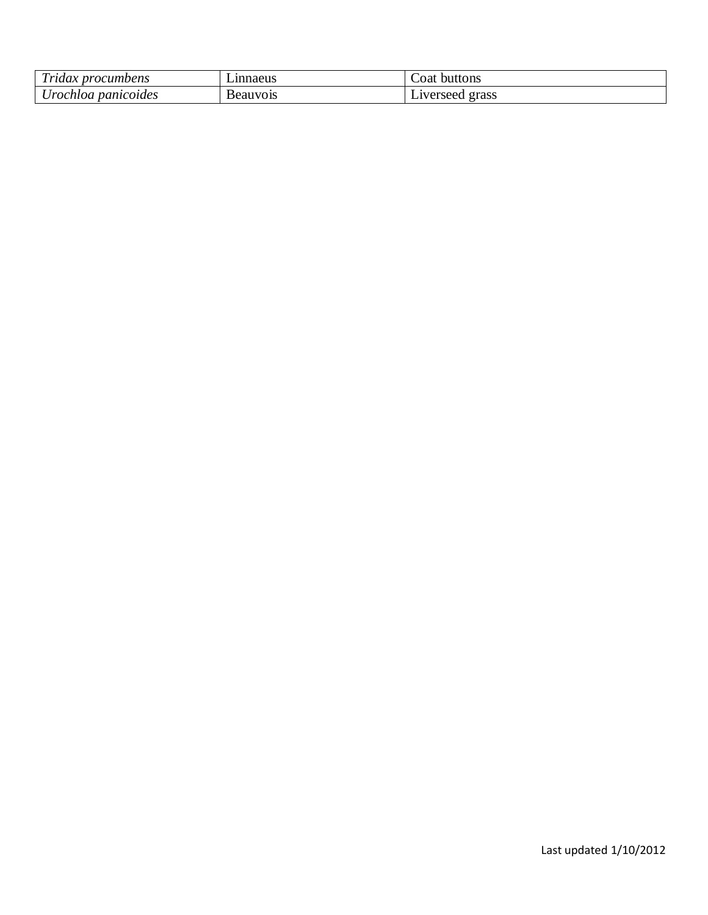| | | |
|---|---|---|
| *Tridax procumbens* | Linnaeus | Coat buttons |
| *Urochloa panicoides* | Beauvois | Liverseed grass |

Last updated 1/10/2012